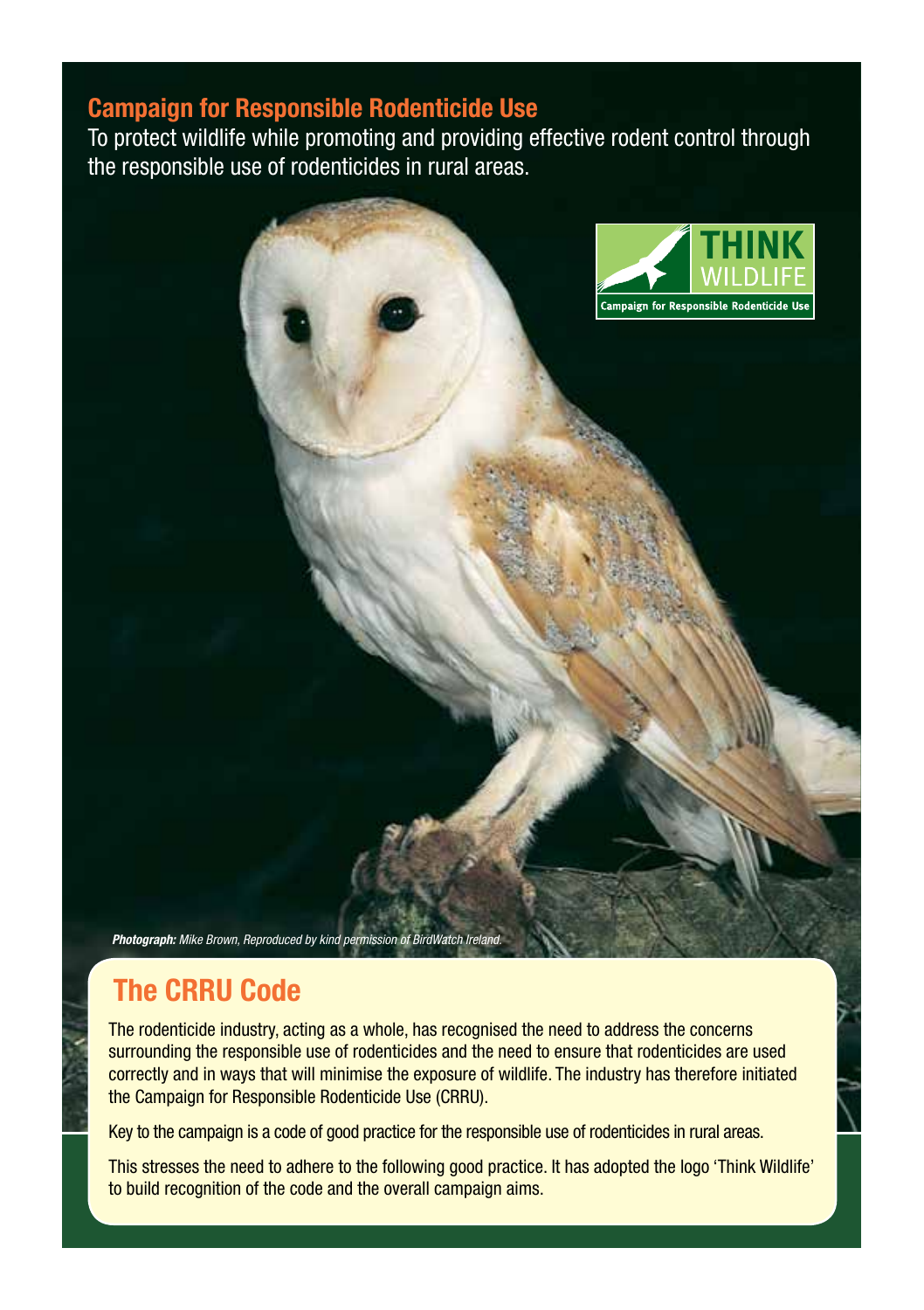## Campaign for Responsible Rodenticide Use

To protect wildlife while promoting and providing effective rodent control through the responsible use of rodenticides in rural areas.

**THINK WILDLIFE**
Campaign for Responsible Rodenticide Use

***Photograph:*** *Mike Brown, Reproduced by kind permission of BirdWatch Ireland.*

## The CRRU Code

The rodenticide industry, acting as a whole, has recognised the need to address the concerns surrounding the responsible use of rodenticides and the need to ensure that rodenticides are used correctly and in ways that will minimise the exposure of wildlife. The industry has therefore initiated the Campaign for Responsible Rodenticide Use (CRRU).

Key to the campaign is a code of good practice for the responsible use of rodenticides in rural areas.

This stresses the need to adhere to the following good practice. It has adopted the logo 'Think Wildlife' to build recognition of the code and the overall campaign aims.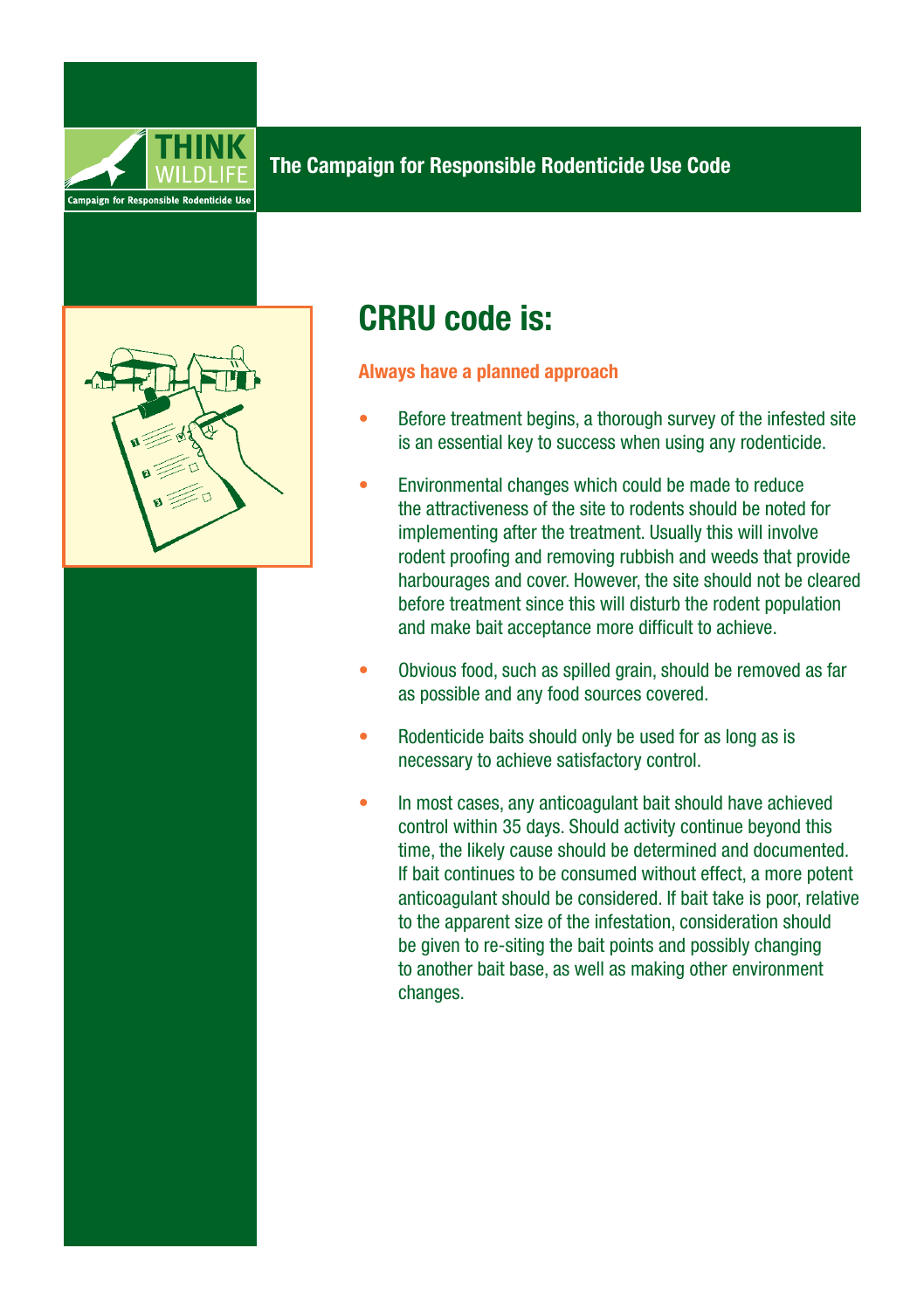THINK WILDLIFE

Campaign for Responsible Rodenticide Use

The Campaign for Responsible Rodenticide Use Code

# CRRU code is:

### Always have a planned approach

- Before treatment begins, a thorough survey of the infested site is an essential key to success when using any rodenticide.
- Environmental changes which could be made to reduce the attractiveness of the site to rodents should be noted for implementing after the treatment. Usually this will involve rodent proofing and removing rubbish and weeds that provide harbourages and cover. However, the site should not be cleared before treatment since this will disturb the rodent population and make bait acceptance more difficult to achieve.
- Obvious food, such as spilled grain, should be removed as far as possible and any food sources covered.
- Rodenticide baits should only be used for as long as is necessary to achieve satisfactory control.
- In most cases, any anticoagulant bait should have achieved control within 35 days. Should activity continue beyond this time, the likely cause should be determined and documented. If bait continues to be consumed without effect, a more potent anticoagulant should be considered. If bait take is poor, relative to the apparent size of the infestation, consideration should be given to re-siting the bait points and possibly changing to another bait base, as well as making other environment changes.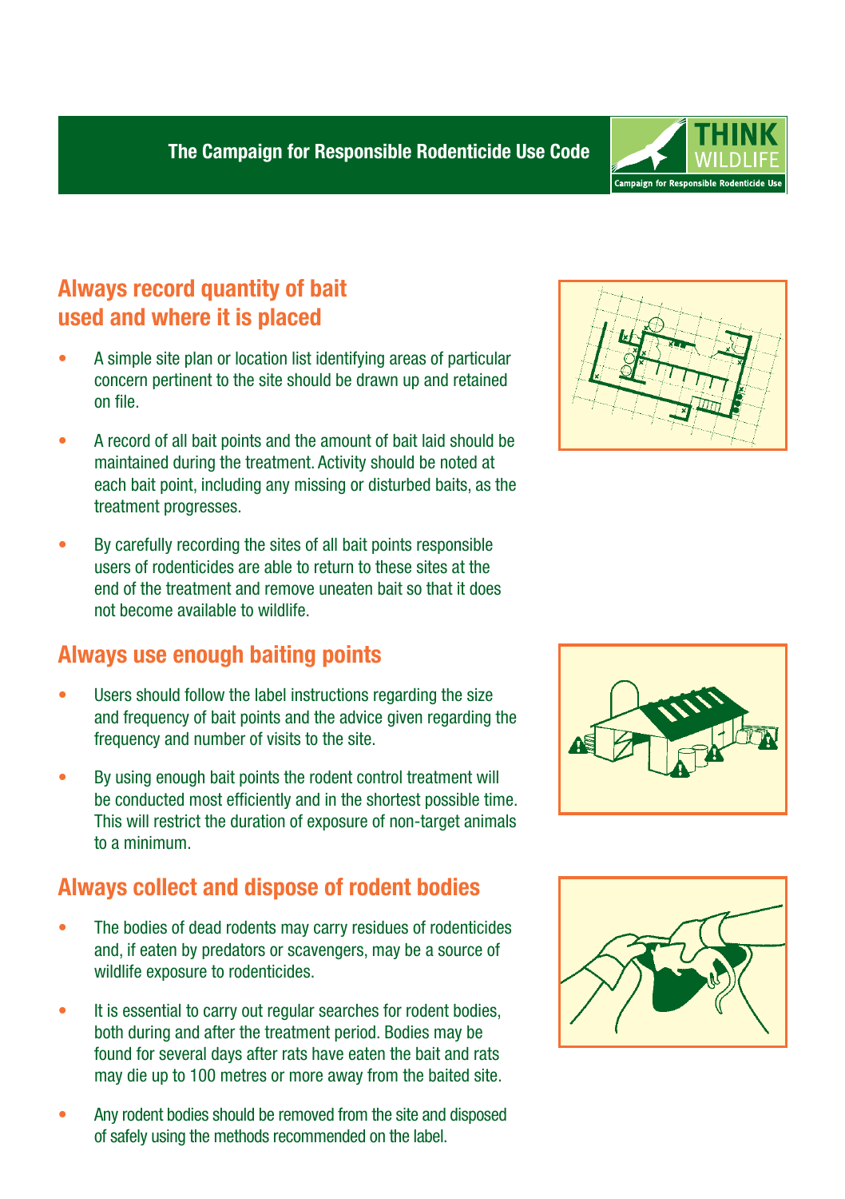The Campaign for Responsible Rodenticide Use Code

## Always record quantity of bait used and where it is placed

- A simple site plan or location list identifying areas of particular concern pertinent to the site should be drawn up and retained on file.
- A record of all bait points and the amount of bait laid should be maintained during the treatment. Activity should be noted at each bait point, including any missing or disturbed baits, as the treatment progresses.
- By carefully recording the sites of all bait points responsible users of rodenticides are able to return to these sites at the end of the treatment and remove uneaten bait so that it does not become available to wildlife.

## Always use enough baiting points

- Users should follow the label instructions regarding the size and frequency of bait points and the advice given regarding the frequency and number of visits to the site.
- By using enough bait points the rodent control treatment will be conducted most efficiently and in the shortest possible time. This will restrict the duration of exposure of non-target animals to a minimum.

## Always collect and dispose of rodent bodies

- The bodies of dead rodents may carry residues of rodenticides and, if eaten by predators or scavengers, may be a source of wildlife exposure to rodenticides.
- It is essential to carry out regular searches for rodent bodies, both during and after the treatment period. Bodies may be found for several days after rats have eaten the bait and rats may die up to 100 metres or more away from the baited site.
- Any rodent bodies should be removed from the site and disposed of safely using the methods recommended on the label.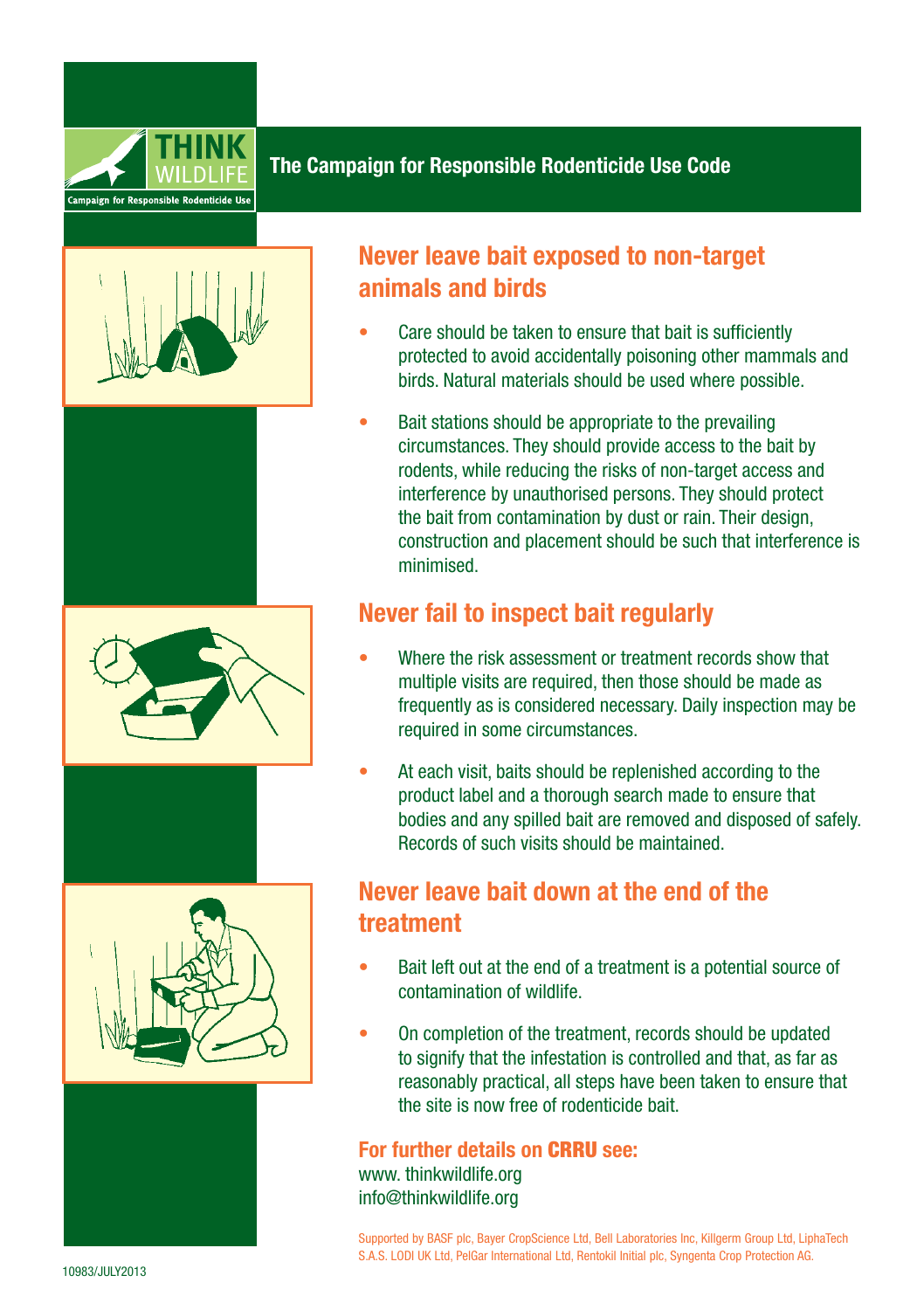THINK WILDLIFE

Campaign for Responsible Rodenticide Use

# The Campaign for Responsible Rodenticide Use Code

## Never leave bait exposed to non-target animals and birds

- Care should be taken to ensure that bait is sufficiently protected to avoid accidentally poisoning other mammals and birds. Natural materials should be used where possible.
- Bait stations should be appropriate to the prevailing circumstances. They should provide access to the bait by rodents, while reducing the risks of non-target access and interference by unauthorised persons. They should protect the bait from contamination by dust or rain. Their design, construction and placement should be such that interference is minimised.

## Never fail to inspect bait regularly

- Where the risk assessment or treatment records show that multiple visits are required, then those should be made as frequently as is considered necessary. Daily inspection may be required in some circumstances.
- At each visit, baits should be replenished according to the product label and a thorough search made to ensure that bodies and any spilled bait are removed and disposed of safely. Records of such visits should be maintained.

## Never leave bait down at the end of the treatment

- Bait left out at the end of a treatment is a potential source of contamination of wildlife.
- On completion of the treatment, records should be updated to signify that the infestation is controlled and that, as far as reasonably practical, all steps have been taken to ensure that the site is now free of rodenticide bait.

**For further details on CRRU see:**
www. thinkwildlife.org
info@thinkwildlife.org

Supported by BASF plc, Bayer CropScience Ltd, Bell Laboratories Inc, Killgerm Group Ltd, LiphaTech S.A.S. LODI UK Ltd, PelGar International Ltd, Rentokil Initial plc, Syngenta Crop Protection AG.

10983/JULY2013